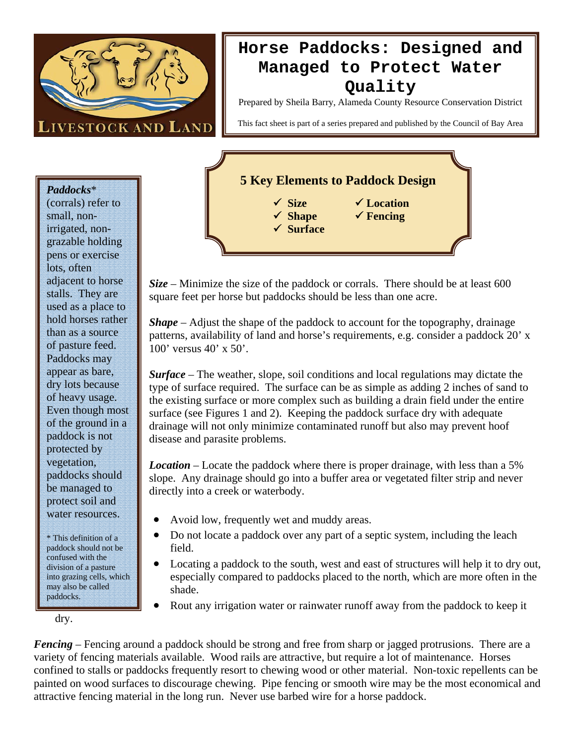# Horse Paddocks: Designed and Managed to Protect Water Quality

Prepared by Sheila Barry, Alameda County Resource Conservation District

This fact sheet is part of a series prepared and published by the Council of Bay Area

***Paddocks**** (corrals) refer to small, non-irrigated, non-grazable holding pens or exercise lots, often adjacent to horse stalls. They are used as a place to hold horses rather than as a source of pasture feed. Paddocks may appear as bare, dry lots because of heavy usage. Even though most of the ground in a paddock is not protected by vegetation, paddocks should be managed to protect soil and water resources.

* This definition of a paddock should not be confused with the division of a pasture into grazing cells, which may also be called paddocks.

## 5 Key Elements to Paddock Design

- ✓ Size
- ✓ Shape
- ✓ Surface
- ✓ Location
- ✓ Fencing

***Size*** – Minimize the size of the paddock or corrals. There should be at least 600 square feet per horse but paddocks should be less than one acre.

***Shape*** – Adjust the shape of the paddock to account for the topography, drainage patterns, availability of land and horse's requirements, e.g. consider a paddock 20' x 100' versus 40' x 50'.

***Surface*** – The weather, slope, soil conditions and local regulations may dictate the type of surface required. The surface can be as simple as adding 2 inches of sand to the existing surface or more complex such as building a drain field under the entire surface (see Figures 1 and 2). Keeping the paddock surface dry with adequate drainage will not only minimize contaminated runoff but also may prevent hoof disease and parasite problems.

***Location*** – Locate the paddock where there is proper drainage, with less than a 5% slope. Any drainage should go into a buffer area or vegetated filter strip and never directly into a creek or waterbody.

- Avoid low, frequently wet and muddy areas.
- Do not locate a paddock over any part of a septic system, including the leach field.
- Locating a paddock to the south, west and east of structures will help it to dry out, especially compared to paddocks placed to the north, which are more often in the shade.
- Rout any irrigation water or rainwater runoff away from the paddock to keep it dry.

***Fencing*** – Fencing around a paddock should be strong and free from sharp or jagged protrusions. There are a variety of fencing materials available. Wood rails are attractive, but require a lot of maintenance. Horses confined to stalls or paddocks frequently resort to chewing wood or other material. Non-toxic repellents can be painted on wood surfaces to discourage chewing. Pipe fencing or smooth wire may be the most economical and attractive fencing material in the long run. Never use barbed wire for a horse paddock.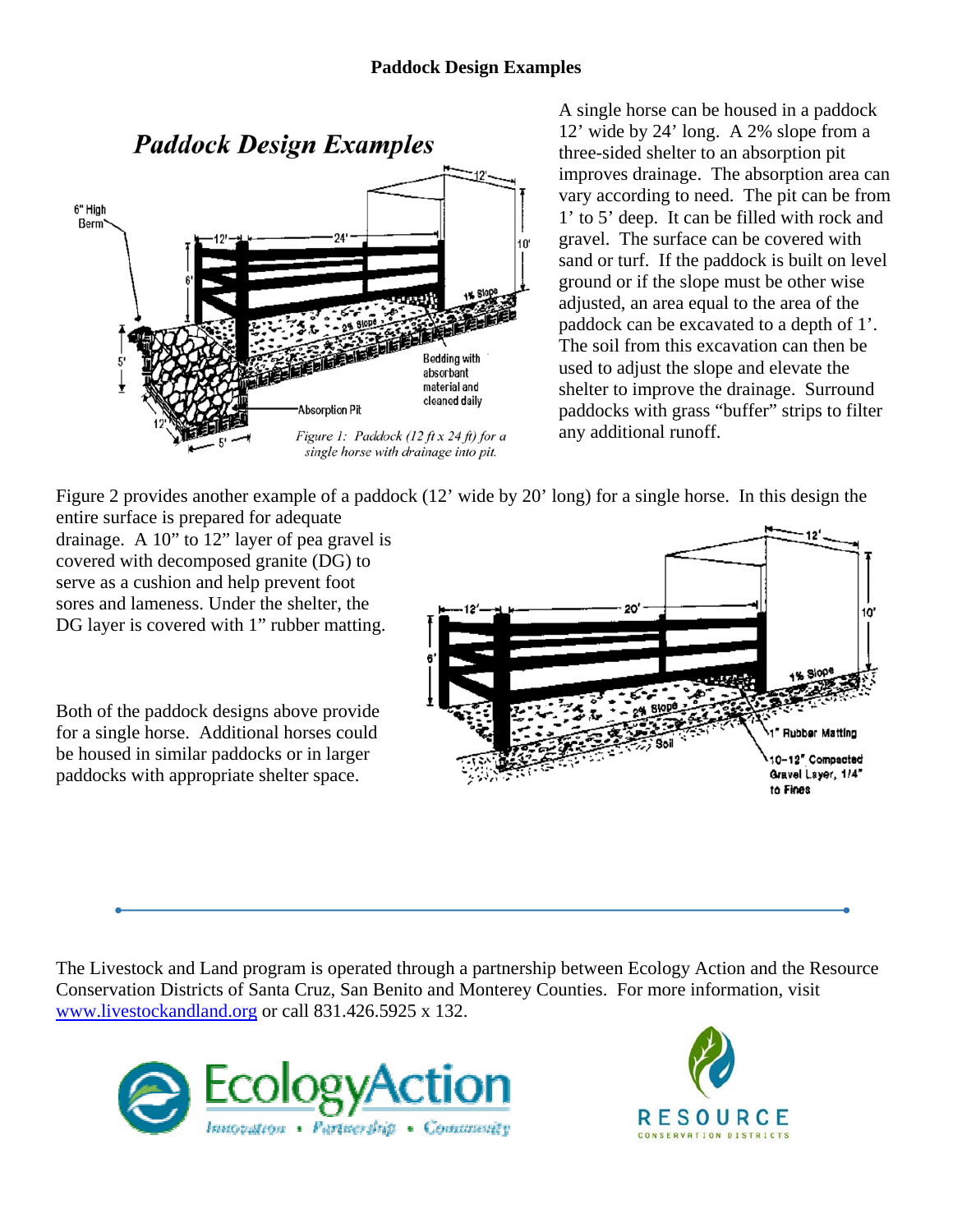**Paddock Design Examples**

Paddock Design Examples

6" High Berm

12'

24'

12'

6'

10'

1% Slope

2% Slope

5'

Bedding with absorbant material and cleaned daily

Absorption Pit

12'

5'

*Figure 1: Paddock (12 ft x 24 ft) for a single horse with drainage into pit.*

A single horse can be housed in a paddock 12' wide by 24' long. A 2% slope from a three-sided shelter to an absorption pit improves drainage. The absorption area can vary according to need. The pit can be from 1' to 5' deep. It can be filled with rock and gravel. The surface can be covered with sand or turf. If the paddock is built on level ground or if the slope must be other wise adjusted, an area equal to the area of the paddock can be excavated to a depth of 1'. The soil from this excavation can then be used to adjust the slope and elevate the shelter to improve the drainage. Surround paddocks with grass "buffer" strips to filter any additional runoff.

Figure 2 provides another example of a paddock (12' wide by 20' long) for a single horse. In this design the entire surface is prepared for adequate drainage. A 10" to 12" layer of pea gravel is covered with decomposed granite (DG) to serve as a cushion and help prevent foot sores and lameness. Under the shelter, the DG layer is covered with 1" rubber matting.

Both of the paddock designs above provide for a single horse. Additional horses could be housed in similar paddocks or in larger paddocks with appropriate shelter space.

12'

12'

20'

10'

6'

1% Slope

2% Slope

Soil

1" Rubber Matting

10-12" Compacted Gravel Layer, 1/4" to Fines

---

The Livestock and Land program is operated through a partnership between Ecology Action and the Resource Conservation Districts of Santa Cruz, San Benito and Monterey Counties. For more information, visit [www.livestockandland.org](www.livestockandland.org) or call 831.426.5925 x 132.

EcologyAction
Innovation • Partnership • Community

RESOURCE
CONSERVATION DISTRICTS